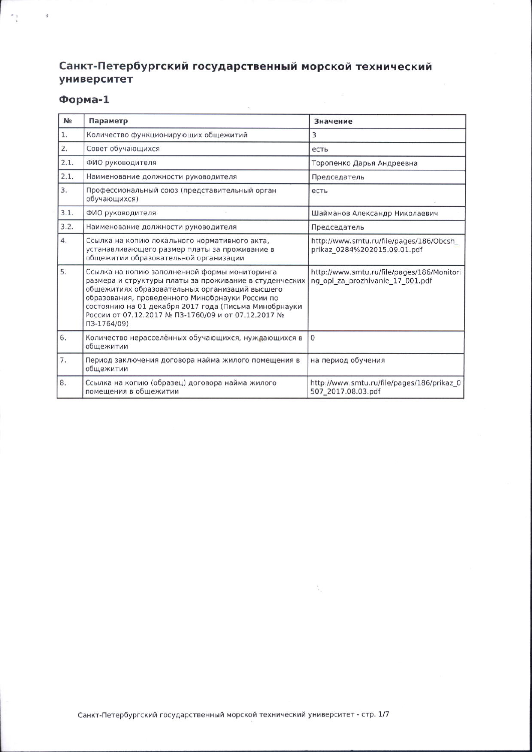# Санкт-Петербургский государственный морской технический университет

## Форма-1

| № | Параметр | Значение |
|---|---|---|
| 1. | Количество функционирующих общежитий | 3 |
| 2. | Совет обучающихся | есть |
| 2.1. | ФИО руководителя | Торопенко Дарья Андреевна |
| 2.1. | Наименование должности руководителя | Председатель |
| 3. | Профессиональный союз (представительный орган обучающихся) | есть |
| 3.1. | ФИО руководителя | Шайманов Александр Николаевич |
| 3.2. | Наименование должности руководителя | Председатель |
| 4. | Ссылка на копию локального нормативного акта, устанавливающего размер платы за проживание в общежитии образовательной организации | http://www.smtu.ru/file/pages/186/Obcsh_prikaz_0284%202015.09.01.pdf |
| 5. | Ссылка на копию заполненной формы мониторинга размера и структуры платы за проживание в студенческих общежитиях образовательных организаций высшего образования, проведенного Минобрнауки России по состоянию на 01 декабря 2017 года (Письма Минобрнауки России от 07.12.2017 № ПЗ-1760/09 и от 07.12.2017 № ПЗ-1764/09) | http://www.smtu.ru/file/pages/186/Monitoring_opl_za_prozhivanie_17_001.pdf |
| 6. | Количество нерасселённых обучающихся, нуждающихся в общежитии | 0 |
| 7. | Период заключения договора найма жилого помещения в общежитии | на период обучения |
| 8. | Ссылка на копию (образец) договора найма жилого помещения в общежитии | http://www.smtu.ru/file/pages/186/prikaz_0507_2017.08.03.pdf |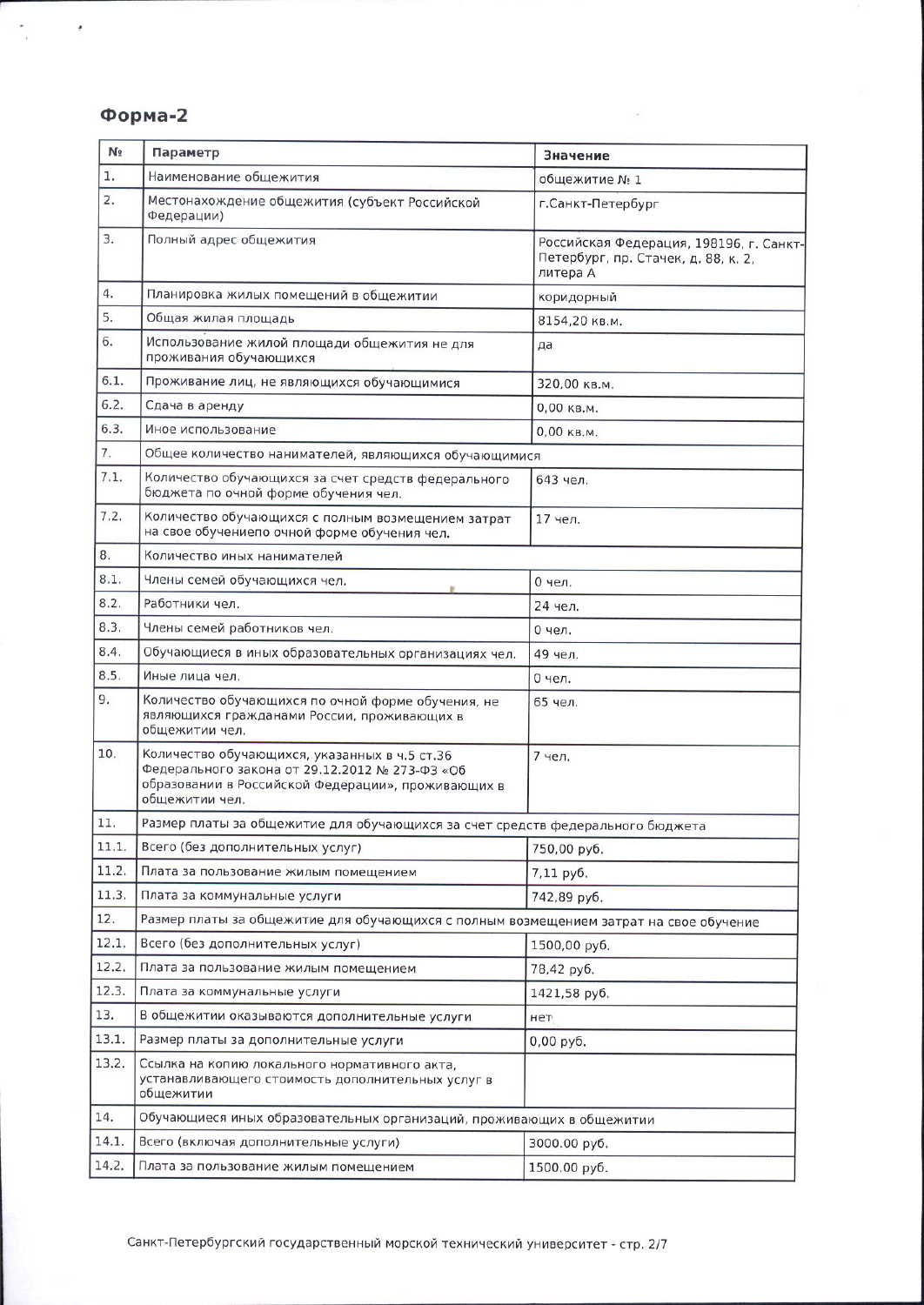## Форма-2

| № | Параметр | Значение |
|---|---|---|
| 1. | Наименование общежития | общежитие № 1 |
| 2. | Местонахождение общежития (субъект Российской Федерации) | г.Санкт-Петербург |
| 3. | Полный адрес общежития | Российская Федерация, 198196, г. Санкт-Петербург, пр. Стачек, д. 88, к. 2, литера А |
| 4. | Планировка жилых помещений в общежитии | коридорный |
| 5. | Общая жилая площадь | 8154,20 кв.м. |
| 6. | Использование жилой площади общежития не для проживания обучающихся | да |
| 6.1. | Проживание лиц, не являющихся обучающимися | 320,00 кв.м. |
| 6.2. | Сдача в аренду | 0,00 кв.м. |
| 6.3. | Иное использование | 0,00 кв.м. |
| 7. | Общее количество нанимателей, являющихся обучающимися | |
| 7.1. | Количество обучающихся за счет средств федерального бюджета по очной форме обучения чел. | 643 чел. |
| 7.2. | Количество обучающихся с полным возмещением затрат на свое обучениепо очной форме обучения чел. | 17 чел. |
| 8. | Количество иных нанимателей | |
| 8.1. | Члены семей обучающихся чел. | 0 чел. |
| 8.2. | Работники чел. | 24 чел. |
| 8.3. | Члены семей работников чел. | 0 чел. |
| 8.4. | Обучающиеся в иных образовательных организациях чел. | 49 чел. |
| 8.5. | Иные лица чел. | 0 чел. |
| 9. | Количество обучающихся по очной форме обучения, не являющихся гражданами России, проживающих в общежитии чел. | 65 чел. |
| 10. | Количество обучающихся, указанных в ч.5 ст.36 Федерального закона от 29.12.2012 № 273-ФЗ «Об образовании в Российской Федерации», проживающих в общежитии чел. | 7 чел. |
| 11. | Размер платы за общежитие для обучающихся за счет средств федерального бюджета | |
| 11.1. | Всего (без дополнительных услуг) | 750,00 руб. |
| 11.2. | Плата за пользование жилым помещением | 7,11 руб. |
| 11.3. | Плата за коммунальные услуги | 742,89 руб. |
| 12. | Размер платы за общежитие для обучающихся с полным возмещением затрат на свое обучение | |
| 12.1. | Всего (без дополнительных услуг) | 1500,00 руб. |
| 12.2. | Плата за пользование жилым помещением | 78,42 руб. |
| 12.3. | Плата за коммунальные услуги | 1421,58 руб. |
| 13. | В общежитии оказываются дополнительные услуги | нет |
| 13.1. | Размер платы за дополнительные услуги | 0,00 руб. |
| 13.2. | Ссылка на копию локального нормативного акта, устанавливающего стоимость дополнительных услуг в общежитии | |
| 14. | Обучающиеся иных образовательных организаций, проживающих в общежитии | |
| 14.1. | Всего (включая дополнительные услуги) | 3000.00 руб. |
| 14.2. | Плата за пользование жилым помещением | 1500.00 руб. |

Санкт-Петербургский государственный морской технический университет - стр. 2/7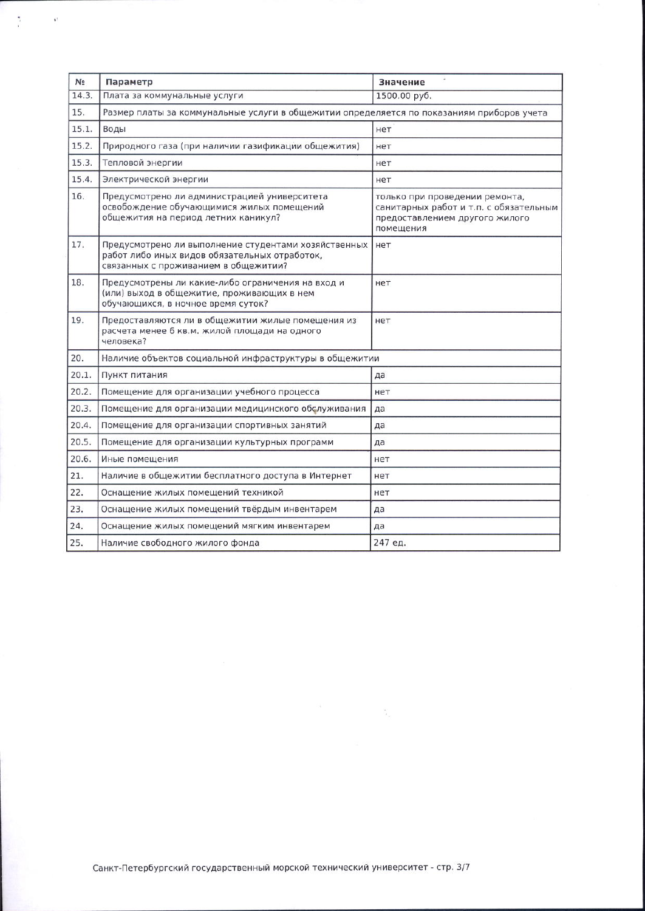| № | Параметр | Значение |
|---|---|---|
| 14.3. | Плата за коммунальные услуги | 1500.00 руб. |
| 15. | Размер платы за коммунальные услуги в общежитии определяется по показаниям приборов учета | |
| 15.1. | Воды | нет |
| 15.2. | Природного газа (при наличии газификации общежития) | нет |
| 15.3. | Тепловой энергии | нет |
| 15.4. | Электрической энергии | нет |
| 16. | Предусмотрено ли администрацией университета освобождение обучающимися жилых помещений общежития на период летних каникул? | только при проведении ремонта, санитарных работ и т.п. с обязательным предоставлением другого жилого помещения |
| 17. | Предусмотрено ли выполнение студентами хозяйственных работ либо иных видов обязательных отработок, связанных с проживанием в общежитии? | нет |
| 18. | Предусмотрены ли какие-либо ограничения на вход и (или) выход в общежитие, проживающих в нем обучающихся, в ночное время суток? | нет |
| 19. | Предоставляются ли в общежитии жилые помещения из расчета менее 6 кв.м. жилой площади на одного человека? | нет |
| 20. | Наличие объектов социальной инфраструктуры в общежитии | |
| 20.1. | Пункт питания | да |
| 20.2. | Помещение для организации учебного процесса | нет |
| 20.3. | Помещение для организации медицинского обслуживания | да |
| 20.4. | Помещение для организации спортивных занятий | да |
| 20.5. | Помещение для организации культурных программ | да |
| 20.6. | Иные помещения | нет |
| 21. | Наличие в общежитии бесплатного доступа в Интернет | нет |
| 22. | Оснащение жилых помещений техникой | нет |
| 23. | Оснащение жилых помещений твёрдым инвентарем | да |
| 24. | Оснащение жилых помещений мягким инвентарем | да |
| 25. | Наличие свободного жилого фонда | 247 ед. |